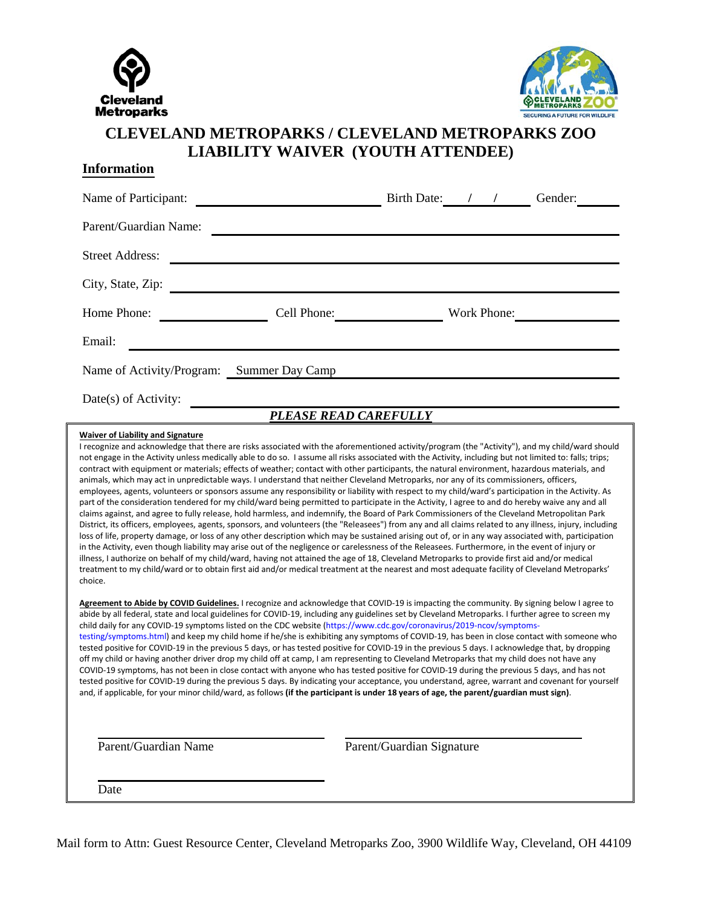Cleveland Metroparks

CLEVELAND METROPARKS ZOO
SECURING A FUTURE FOR WILDLIFE

# CLEVELAND METROPARKS / CLEVELAND METROPARKS ZOO LIABILITY WAIVER (YOUTH ATTENDEE)

## Information

Name of Participant: ______________________ Birth Date: ___/___/___ Gender: ______

Parent/Guardian Name: ______________________________________________

Street Address: ______________________________________________

City, State, Zip: ______________________________________________

Home Phone: ____________ Cell Phone: ____________ Work Phone: ____________

Email: ______________________________________________

Name of Activity/Program: Summer Day Camp

Date(s) of Activity: ______________________________________________

***PLEASE READ CAREFULLY***

**Waiver of Liability and Signature**

I recognize and acknowledge that there are risks associated with the aforementioned activity/program (the "Activity"), and my child/ward should not engage in the Activity unless medically able to do so. I assume all risks associated with the Activity, including but not limited to: falls; trips; contract with equipment or materials; effects of weather; contact with other participants, the natural environment, hazardous materials, and animals, which may act in unpredictable ways. I understand that neither Cleveland Metroparks, nor any of its commissioners, officers, employees, agents, volunteers or sponsors assume any responsibility or liability with respect to my child/ward's participation in the Activity. As part of the consideration tendered for my child/ward being permitted to participate in the Activity, I agree to and do hereby waive any and all claims against, and agree to fully release, hold harmless, and indemnify, the Board of Park Commissioners of the Cleveland Metropolitan Park District, its officers, employees, agents, sponsors, and volunteers (the "Releasees") from any and all claims related to any illness, injury, including loss of life, property damage, or loss of any other description which may be sustained arising out of, or in any way associated with, participation in the Activity, even though liability may arise out of the negligence or carelessness of the Releasees. Furthermore, in the event of injury or illness, I authorize on behalf of my child/ward, having not attained the age of 18, Cleveland Metroparks to provide first aid and/or medical treatment to my child/ward or to obtain first aid and/or medical treatment at the nearest and most adequate facility of Cleveland Metroparks' choice.

**Agreement to Abide by COVID Guidelines.** I recognize and acknowledge that COVID-19 is impacting the community. By signing below I agree to abide by all federal, state and local guidelines for COVID-19, including any guidelines set by Cleveland Metroparks. I further agree to screen my child daily for any COVID-19 symptoms listed on the CDC website (https://www.cdc.gov/coronavirus/2019-ncov/symptoms-testing/symptoms.html) and keep my child home if he/she is exhibiting any symptoms of COVID-19, has been in close contact with someone who tested positive for COVID-19 in the previous 5 days, or has tested positive for COVID-19 in the previous 5 days. I acknowledge that, by dropping off my child or having another driver drop my child off at camp, I am representing to Cleveland Metroparks that my child does not have any COVID-19 symptoms, has not been in close contact with anyone who has tested positive for COVID-19 during the previous 5 days, and has not tested positive for COVID-19 during the previous 5 days. By indicating your acceptance, you understand, agree, warrant and covenant for yourself and, if applicable, for your minor child/ward, as follows **(if the participant is under 18 years of age, the parent/guardian must sign)**.

______________________ ______________________
Parent/Guardian Name Parent/Guardian Signature

______________________
Date

Mail form to Attn: Guest Resource Center, Cleveland Metroparks Zoo, 3900 Wildlife Way, Cleveland, OH 44109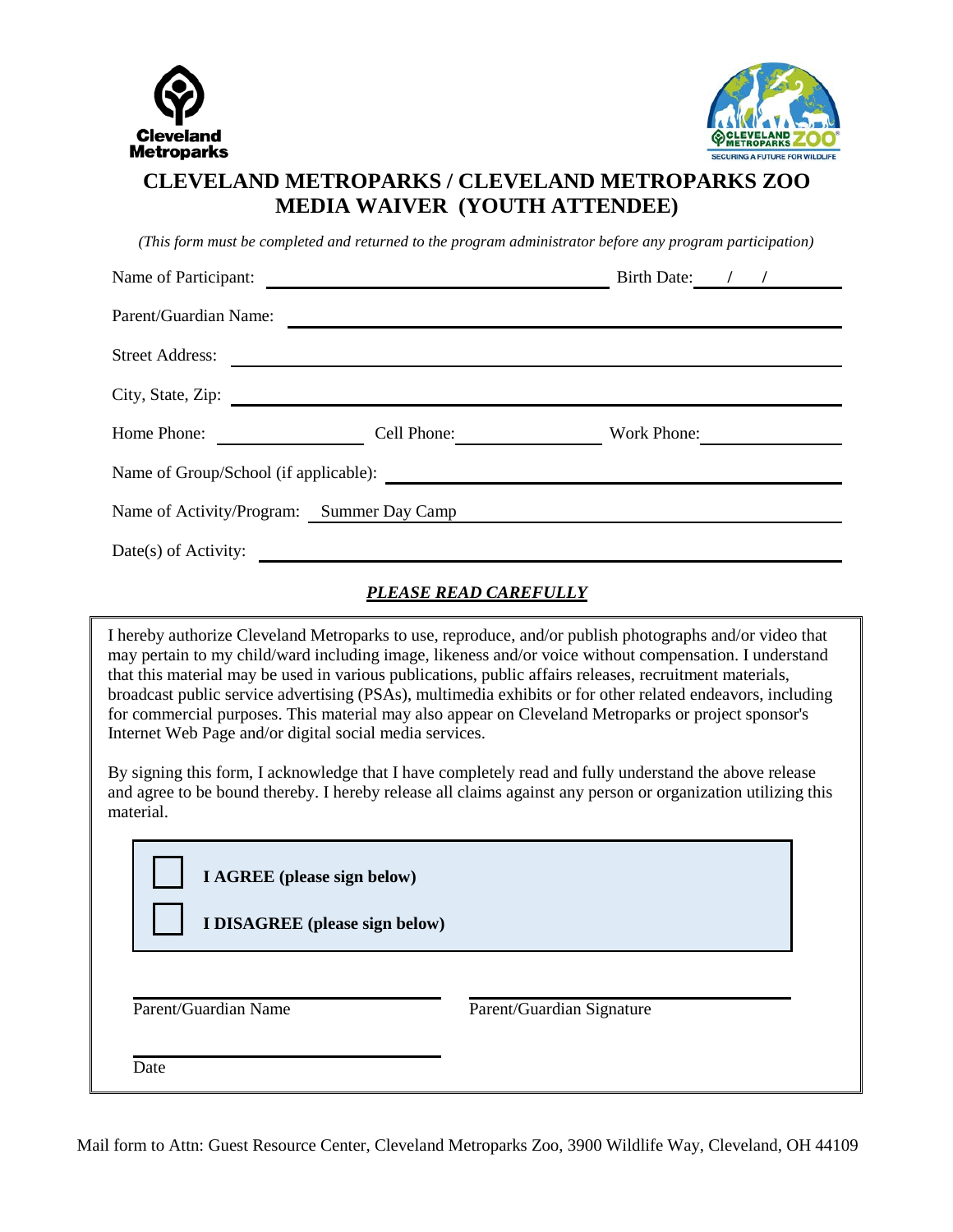# CLEVELAND METROPARKS / CLEVELAND METROPARKS ZOO
# MEDIA WAIVER (YOUTH ATTENDEE)

*(This form must be completed and returned to the program administrator before any program participation)*

Name of Participant: ______________________________ Birth Date: ___/___/___

Parent/Guardian Name: ______________________________

Street Address: ______________________________

City, State, Zip: ______________________________

Home Phone: ____________ Cell Phone: ____________ Work Phone: ____________

Name of Group/School (if applicable): ______________________________

Name of Activity/Program: Summer Day Camp

Date(s) of Activity: ______________________________

***PLEASE READ CAREFULLY***

I hereby authorize Cleveland Metroparks to use, reproduce, and/or publish photographs and/or video that may pertain to my child/ward including image, likeness and/or voice without compensation. I understand that this material may be used in various publications, public affairs releases, recruitment materials, broadcast public service advertising (PSAs), multimedia exhibits or for other related endeavors, including for commercial purposes. This material may also appear on Cleveland Metroparks or project sponsor's Internet Web Page and/or digital social media services.

By signing this form, I acknowledge that I have completely read and fully understand the above release and agree to be bound thereby. I hereby release all claims against any person or organization utilizing this material.

☐ **I AGREE (please sign below)**

☐ **I DISAGREE (please sign below)**

______________________________ ______________________________
Parent/Guardian Name Parent/Guardian Signature

______________________________
Date

Mail form to Attn: Guest Resource Center, Cleveland Metroparks Zoo, 3900 Wildlife Way, Cleveland, OH 44109